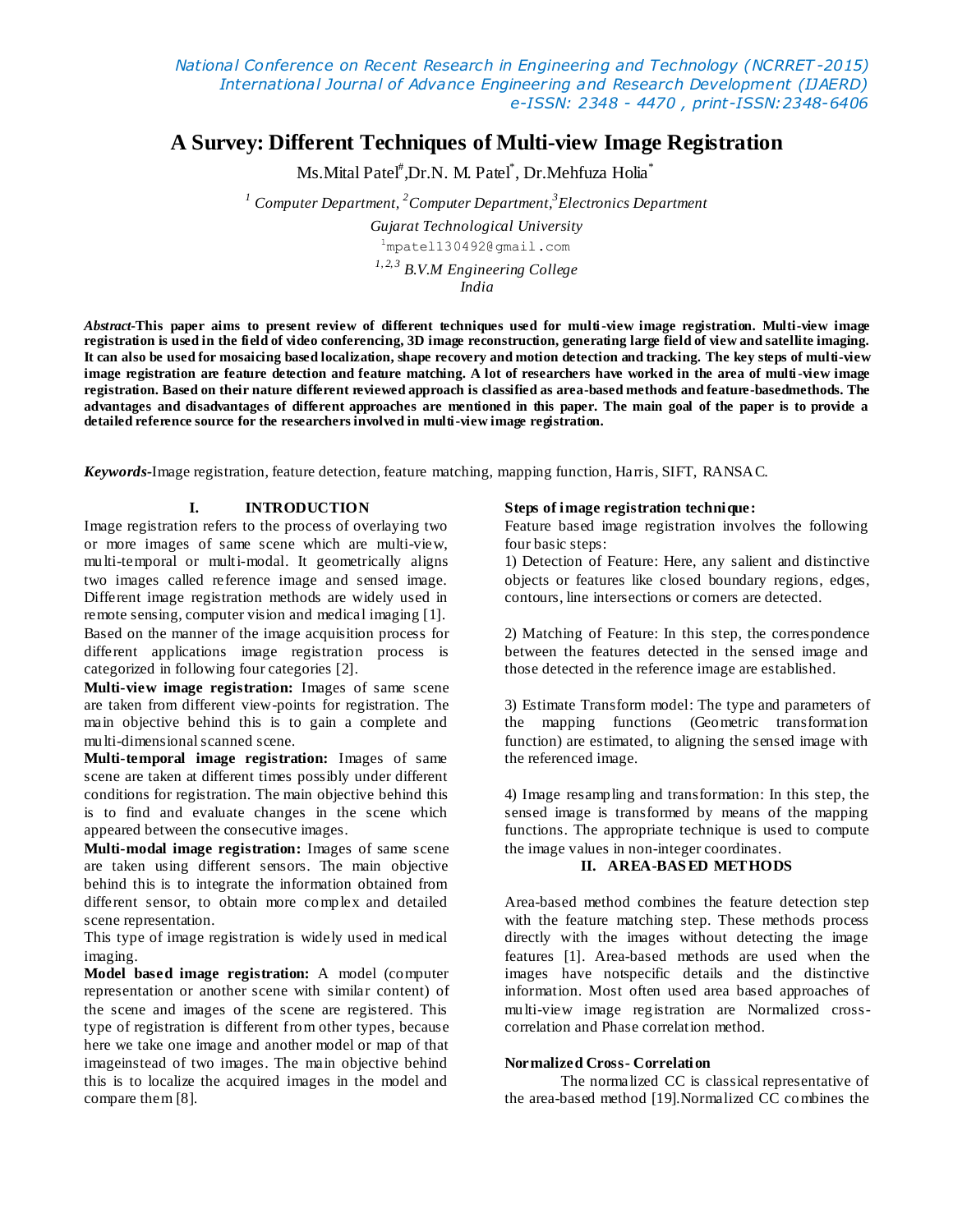# A Survey: Different Techniques of Multi-view Image Registration

Ms.Mital Patel[#],Dr.N. M. Patel[*], Dr.Mehfuza Holia[*]

[1] *Computer Department,* [2]*Computer Department,*[3]*Electronics Department*

*Gujarat Technological University*

[1]mpatel130492@gmail.com

[1,2,3] *B.V.M Engineering College*

*India*

***Abstract*-This paper aims to present review of different techniques used for multi-view image registration. Multi-view image registration is used in the field of video conferencing, 3D image reconstruction, generating large field of view and satellite imaging. It can also be used for mosaicing based localization, shape recovery and motion detection and tracking. The key steps of multi-view image registration are feature detection and feature matching. A lot of researchers have worked in the area of multi-view image registration. Based on their nature different reviewed approach is classified as area-based methods and feature-basedmethods. The advantages and disadvantages of different approaches are mentioned in this paper. The main goal of the paper is to provide a detailed reference source for the researchers involved in multi-view image registration.**

***Keywords*-**Image registration, feature detection, feature matching, mapping function, Harris, SIFT, RANSAC.

## I. INTRODUCTION

Image registration refers to the process of overlaying two or more images of same scene which are multi-view, multi-temporal or multi-modal. It geometrically aligns two images called reference image and sensed image. Different image registration methods are widely used in remote sensing, computer vision and medical imaging [1]. Based on the manner of the image acquisition process for different applications image registration process is categorized in following four categories [2].

**Multi-view image registration:** Images of same scene are taken from different view-points for registration. The main objective behind this is to gain a complete and multi-dimensional scanned scene.

**Multi-temporal image registration:** Images of same scene are taken at different times possibly under different conditions for registration. The main objective behind this is to find and evaluate changes in the scene which appeared between the consecutive images.

**Multi-modal image registration:** Images of same scene are taken using different sensors. The main objective behind this is to integrate the information obtained from different sensor, to obtain more complex and detailed scene representation.

This type of image registration is widely used in medical imaging.

**Model based image registration:** A model (computer representation or another scene with similar content) of the scene and images of the scene are registered. This type of registration is different from other types, because here we take one image and another model or map of that imageinstead of two images. The main objective behind this is to localize the acquired images in the model and compare them [8].

**Steps of image registration technique:**

Feature based image registration involves the following four basic steps:

1) Detection of Feature: Here, any salient and distinctive objects or features like closed boundary regions, edges, contours, line intersections or corners are detected.

2) Matching of Feature: In this step, the correspondence between the features detected in the sensed image and those detected in the reference image are established.

3) Estimate Transform model: The type and parameters of the mapping functions (Geometric transformation function) are estimated, to aligning the sensed image with the referenced image.

4) Image resampling and transformation: In this step, the sensed image is transformed by means of the mapping functions. The appropriate technique is used to compute the image values in non-integer coordinates.

## II. AREA-BASED METHODS

Area-based method combines the feature detection step with the feature matching step. These methods process directly with the images without detecting the image features [1]. Area-based methods are used when the images have notspecific details and the distinctive information. Most often used area based approaches of multi-view image registration are Normalized cross-correlation and Phase correlation method.

### Normalized Cross- Correlation

The normalized CC is classical representative of the area-based method [19].Normalized CC combines the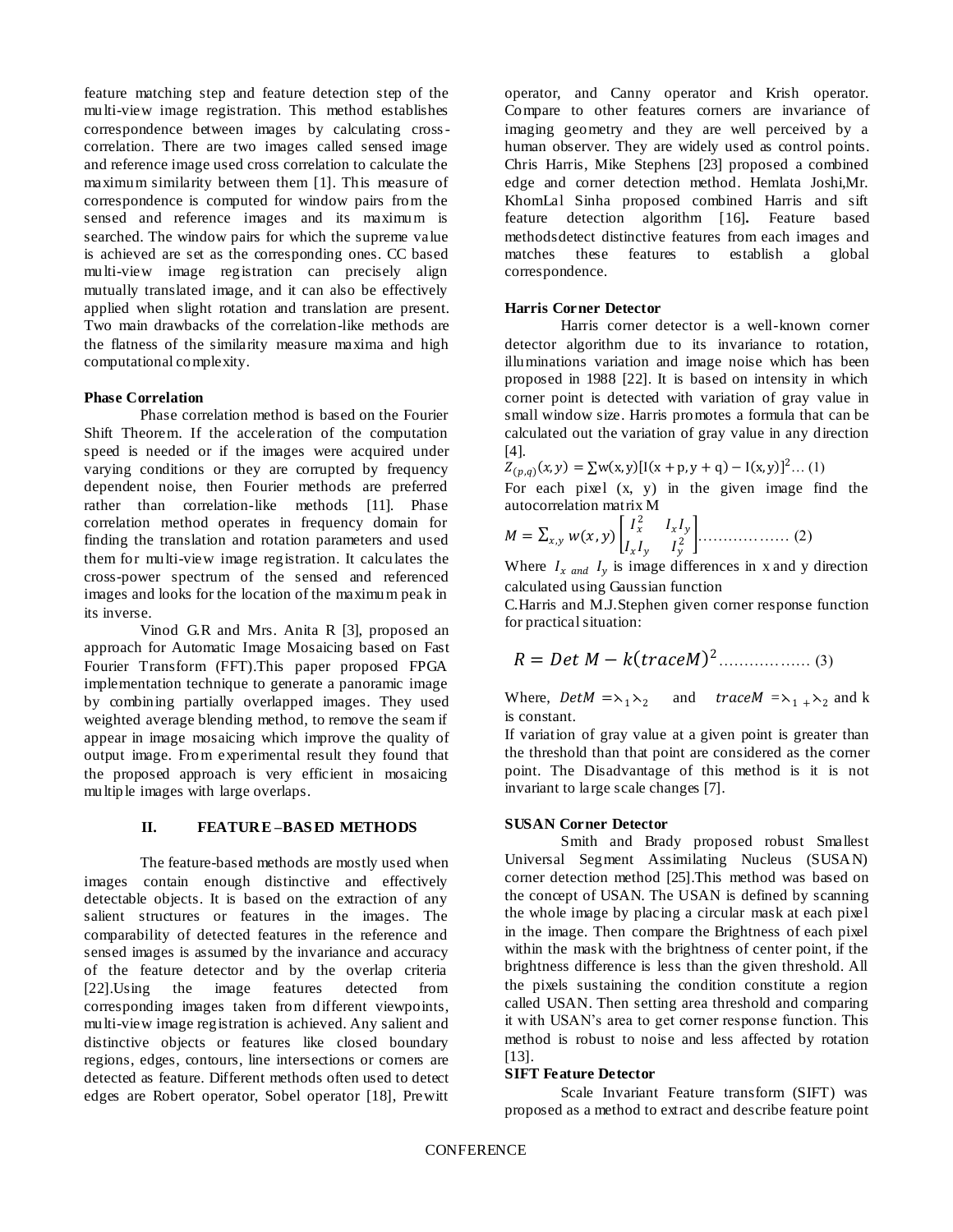feature matching step and feature detection step of the multi-view image registration. This method establishes correspondence between images by calculating cross-correlation. There are two images called sensed image and reference image used cross correlation to calculate the maximum similarity between them [1]. This measure of correspondence is computed for window pairs from the sensed and reference images and its maximum is searched. The window pairs for which the supreme value is achieved are set as the corresponding ones. CC based multi-view image registration can precisely align mutually translated image, and it can also be effectively applied when slight rotation and translation are present. Two main drawbacks of the correlation-like methods are the flatness of the similarity measure maxima and high computational complexity.

**Phase Correlation**

Phase correlation method is based on the Fourier Shift Theorem. If the acceleration of the computation speed is needed or if the images were acquired under varying conditions or they are corrupted by frequency dependent noise, then Fourier methods are preferred rather than correlation-like methods [11]. Phase correlation method operates in frequency domain for finding the translation and rotation parameters and used them for multi-view image registration. It calculates the cross-power spectrum of the sensed and referenced images and looks for the location of the maximum peak in its inverse.

Vinod G.R and Mrs. Anita R [3], proposed an approach for Automatic Image Mosaicing based on Fast Fourier Transform (FFT).This paper proposed FPGA implementation technique to generate a panoramic image by combining partially overlapped images. They used weighted average blending method, to remove the seam if appear in image mosaicing which improve the quality of output image. From experimental result they found that the proposed approach is very efficient in mosaicing multiple images with large overlaps.

## II. FEATURE –BASED METHODS

The feature-based methods are mostly used when images contain enough distinctive and effectively detectable objects. It is based on the extraction of any salient structures or features in the images. The comparability of detected features in the reference and sensed images is assumed by the invariance and accuracy of the feature detector and by the overlap criteria [22].Using the image features detected from corresponding images taken from different viewpoints, multi-view image registration is achieved. Any salient and distinctive objects or features like closed boundary regions, edges, contours, line intersections or corners are detected as feature. Different methods often used to detect edges are Robert operator, Sobel operator [18], Prewitt operator, and Canny operator and Krish operator. Compare to other features corners are invariance of imaging geometry and they are well perceived by a human observer. They are widely used as control points. Chris Harris, Mike Stephens [23] proposed a combined edge and corner detection method. Hemlata Joshi,Mr. KhomLal Sinha proposed combined Harris and sift feature detection algorithm [16]**.** Feature based methodsdetect distinctive features from each images and matches these features to establish a global correspondence.

**Harris Corner Detector**

Harris corner detector is a well-known corner detector algorithm due to its invariance to rotation, illuminations variation and image noise which has been proposed in 1988 [22]. It is based on intensity in which corner point is detected with variation of gray value in small window size. Harris promotes a formula that can be calculated out the variation of gray value in any direction [4].

$$Z_{(p,q)}(x,y) = \sum w(x,y)[I(x+p, y+q) - I(x,y)]^2 \ldots (1)$$

For each pixel (x, y) in the given image find the autocorrelation matrix M

$$M = \sum_{x,y} w(x,y) \begin{bmatrix} I_x^2 & I_x I_y \\ I_x I_y & I_y^2 \end{bmatrix} \ldots\ldots\ldots\ldots\ldots\ldots (2)$$

Where $I_x$ and $I_y$ is image differences in x and y direction calculated using Gaussian function

C.Harris and M.J.Stephen given corner response function for practical situation:

$$R = Det\ M - k(traceM)^2 \ldots\ldots\ldots\ldots\ldots\ldots (3)$$

Where, $DetM = \lambda_1 \lambda_2$ and $traceM = \lambda_1 + \lambda_2$ and k is constant.

If variation of gray value at a given point is greater than the threshold than that point are considered as the corner point. The Disadvantage of this method is it is not invariant to large scale changes [7].

**SUSAN Corner Detector**

Smith and Brady proposed robust Smallest Universal Segment Assimilating Nucleus (SUSAN) corner detection method [25].This method was based on the concept of USAN. The USAN is defined by scanning the whole image by placing a circular mask at each pixel in the image. Then compare the Brightness of each pixel within the mask with the brightness of center point, if the brightness difference is less than the given threshold. All the pixels sustaining the condition constitute a region called USAN. Then setting area threshold and comparing it with USAN's area to get corner response function. This method is robust to noise and less affected by rotation [13].

**SIFT Feature Detector**

Scale Invariant Feature transform (SIFT) was proposed as a method to extract and describe feature point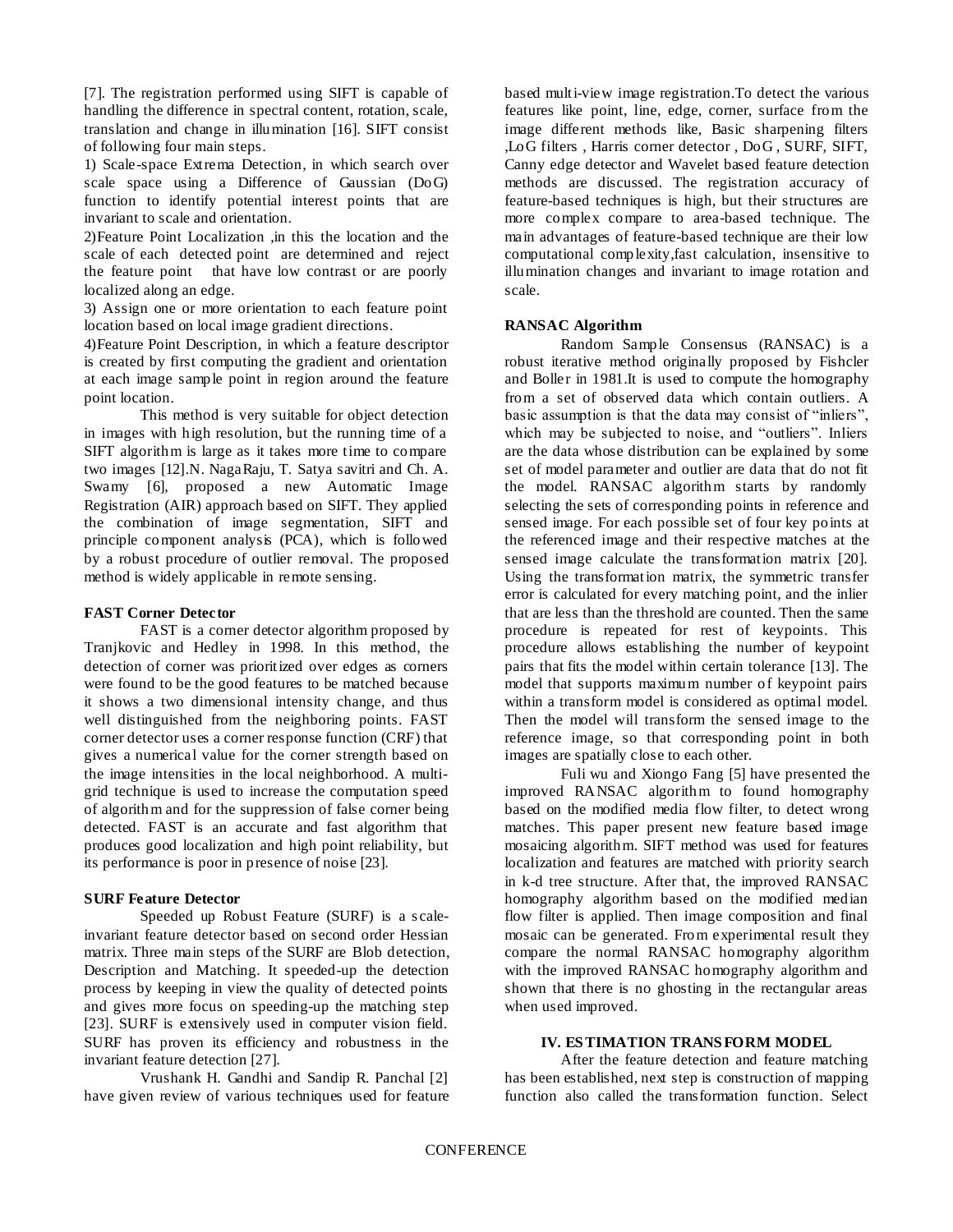[7]. The registration performed using SIFT is capable of handling the difference in spectral content, rotation, scale, translation and change in illumination [16]. SIFT consist of following four main steps.

1) Scale-space Extrema Detection, in which search over scale space using a Difference of Gaussian (DoG) function to identify potential interest points that are invariant to scale and orientation.

2)Feature Point Localization ,in this the location and the scale of each detected point are determined and reject the feature point that have low contrast or are poorly localized along an edge.

3) Assign one or more orientation to each feature point location based on local image gradient directions.

4)Feature Point Description, in which a feature descriptor is created by first computing the gradient and orientation at each image sample point in region around the feature point location.

This method is very suitable for object detection in images with high resolution, but the running time of a SIFT algorithm is large as it takes more time to compare two images [12].N. NagaRaju, T. Satya savitri and Ch. A. Swamy [6], proposed a new Automatic Image Registration (AIR) approach based on SIFT. They applied the combination of image segmentation, SIFT and principle component analysis (PCA), which is followed by a robust procedure of outlier removal. The proposed method is widely applicable in remote sensing.

**FAST Corner Detector**

FAST is a corner detector algorithm proposed by Tranjkovic and Hedley in 1998. In this method, the detection of corner was prioritized over edges as corners were found to be the good features to be matched because it shows a two dimensional intensity change, and thus well distinguished from the neighboring points. FAST corner detector uses a corner response function (CRF) that gives a numerical value for the corner strength based on the image intensities in the local neighborhood. A multi-grid technique is used to increase the computation speed of algorithm and for the suppression of false corner being detected. FAST is an accurate and fast algorithm that produces good localization and high point reliability, but its performance is poor in presence of noise [23].

**SURF Feature Detector**

Speeded up Robust Feature (SURF) is a scale-invariant feature detector based on second order Hessian matrix. Three main steps of the SURF are Blob detection, Description and Matching. It speeded-up the detection process by keeping in view the quality of detected points and gives more focus on speeding-up the matching step [23]. SURF is extensively used in computer vision field. SURF has proven its efficiency and robustness in the invariant feature detection [27].

Vrushank H. Gandhi and Sandip R. Panchal [2] have given review of various techniques used for feature based multi-view image registration.To detect the various features like point, line, edge, corner, surface from the image different methods like, Basic sharpening filters ,LoG filters , Harris corner detector , DoG , SURF, SIFT, Canny edge detector and Wavelet based feature detection methods are discussed. The registration accuracy of feature-based techniques is high, but their structures are more complex compare to area-based technique. The main advantages of feature-based technique are their low computational complexity,fast calculation, insensitive to illumination changes and invariant to image rotation and scale.

**RANSAC Algorithm**

Random Sample Consensus (RANSAC) is a robust iterative method originally proposed by Fishcler and Boller in 1981.It is used to compute the homography from a set of observed data which contain outliers. A basic assumption is that the data may consist of "inliers", which may be subjected to noise, and "outliers". Inliers are the data whose distribution can be explained by some set of model parameter and outlier are data that do not fit the model. RANSAC algorithm starts by randomly selecting the sets of corresponding points in reference and sensed image. For each possible set of four key points at the referenced image and their respective matches at the sensed image calculate the transformation matrix [20]. Using the transformation matrix, the symmetric transfer error is calculated for every matching point, and the inlier that are less than the threshold are counted. Then the same procedure is repeated for rest of keypoints. This procedure allows establishing the number of keypoint pairs that fits the model within certain tolerance [13]. The model that supports maximum number of keypoint pairs within a transform model is considered as optimal model. Then the model will transform the sensed image to the reference image, so that corresponding point in both images are spatially close to each other.

Fuli wu and Xiongo Fang [5] have presented the improved RANSAC algorithm to found homography based on the modified media flow filter, to detect wrong matches. This paper present new feature based image mosaicing algorithm. SIFT method was used for features localization and features are matched with priority search in k-d tree structure. After that, the improved RANSAC homography algorithm based on the modified median flow filter is applied. Then image composition and final mosaic can be generated. From experimental result they compare the normal RANSAC homography algorithm with the improved RANSAC homography algorithm and shown that there is no ghosting in the rectangular areas when used improved.

## IV. ESTIMATION TRANSFORM MODEL

After the feature detection and feature matching has been established, next step is construction of mapping function also called the transformation function. Select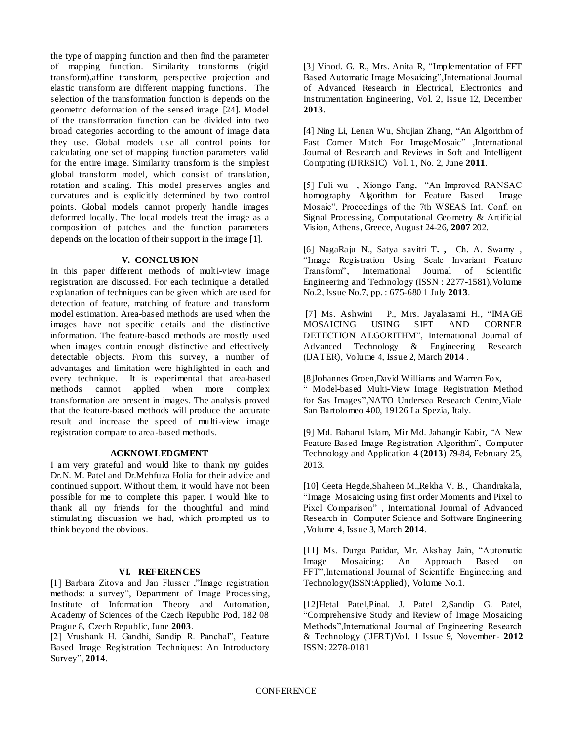the type of mapping function and then find the parameter of mapping function. Similarity transforms (rigid transform),affine transform, perspective projection and elastic transform are different mapping functions. The selection of the transformation function is depends on the geometric deformation of the sensed image [24]. Model of the transformation function can be divided into two broad categories according to the amount of image data they use. Global models use all control points for calculating one set of mapping function parameters valid for the entire image. Similarity transform is the simplest global transform model, which consist of translation, rotation and scaling. This model preserves angles and curvatures and is explicitly determined by two control points. Global models cannot properly handle images deformed locally. The local models treat the image as a composition of patches and the function parameters depends on the location of their support in the image [1].

## V. CONCLUSION

In this paper different methods of multi-view image registration are discussed. For each technique a detailed explanation of techniques can be given which are used for detection of feature, matching of feature and transform model estimation. Area-based methods are used when the images have not specific details and the distinctive information. The feature-based methods are mostly used when images contain enough distinctive and effectively detectable objects. From this survey, a number of advantages and limitation were highlighted in each and every technique. It is experimental that area-based methods cannot applied when more complex transformation are present in images. The analysis proved that the feature-based methods will produce the accurate result and increase the speed of multi-view image registration compare to area-based methods.

## ACKNOWLEDGMENT

I am very grateful and would like to thank my guides Dr.N. M. Patel and Dr.Mehfuza Holia for their advice and continued support. Without them, it would have not been possible for me to complete this paper. I would like to thank all my friends for the thoughtful and mind stimulating discussion we had, which prompted us to think beyond the obvious.

## VI. REFERENCES

[1] Barbara Zitova and Jan Flusser ,"Image registration methods: a survey", Department of Image Processing, Institute of Information Theory and Automation, Academy of Sciences of the Czech Republic Pod, 182 08 Prague 8, Czech Republic, June **2003**.

[2] Vrushank H. Gandhi, Sandip R. Panchal", Feature Based Image Registration Techniques: An Introductory Survey", **2014**.

[3] Vinod. G. R., Mrs. Anita R, "Implementation of FFT Based Automatic Image Mosaicing",International Journal of Advanced Research in Electrical, Electronics and Instrumentation Engineering, Vol. 2, Issue 12, December **2013**.

[4] Ning Li, Lenan Wu, Shujian Zhang, "An Algorithm of Fast Corner Match For ImageMosaic" ,International Journal of Research and Reviews in Soft and Intelligent Computing (IJRRSIC) Vol. 1, No. 2, June **2011**.

[5] Fuli wu , Xiongo Fang, "An Improved RANSAC homography Algorithm for Feature Based Image Mosaic", Proceedings of the 7th WSEAS Int. Conf. on Signal Processing, Computational Geometry & Artificial Vision, Athens, Greece, August 24-26, **2007** 202.

[6] NagaRaju N., Satya savitri T**. ,** Ch. A. Swamy , "Image Registration Using Scale Invariant Feature Transform", International Journal of Scientific Engineering and Technology (ISSN : 2277-1581),Volume No.2, Issue No.7, pp. : 675-680 1 July **2013**.

[7] Ms. Ashwini P., Mrs. Jayalaxami H., "IMAGE MOSAICING USING SIFT AND CORNER DETECTION ALGORITHM", International Journal of Advanced Technology & Engineering Research (IJATER), Volume 4, Issue 2, March **2014** .

[8]Johannes Groen,David Williams and Warren Fox, " Model-based Multi-View Image Registration Method for Sas Images",NATO Undersea Research Centre,Viale San Bartolomeo 400, 19126 La Spezia, Italy.

[9] Md. Baharul Islam, Mir Md. Jahangir Kabir, "A New Feature-Based Image Registration Algorithm", Computer Technology and Application 4 (**2013**) 79-84, February 25, 2013.

[10] Geeta Hegde,Shaheen M.,Rekha V. B., Chandrakala, "Image Mosaicing using first order Moments and Pixel to Pixel Comparison" , International Journal of Advanced Research in Computer Science and Software Engineering ,Volume 4, Issue 3, March **2014**.

[11] Ms. Durga Patidar, Mr. Akshay Jain, "Automatic Image Mosaicing: An Approach Based on FFT",International Journal of Scientific Engineering and Technology(ISSN:Applied), Volume No.1.

[12]Hetal Patel,Pinal. J. Patel 2,Sandip G. Patel, "Comprehensive Study and Review of Image Mosaicing Methods",International Journal of Engineering Research & Technology (IJERT)Vol. 1 Issue 9, November- **2012** ISSN: 2278-0181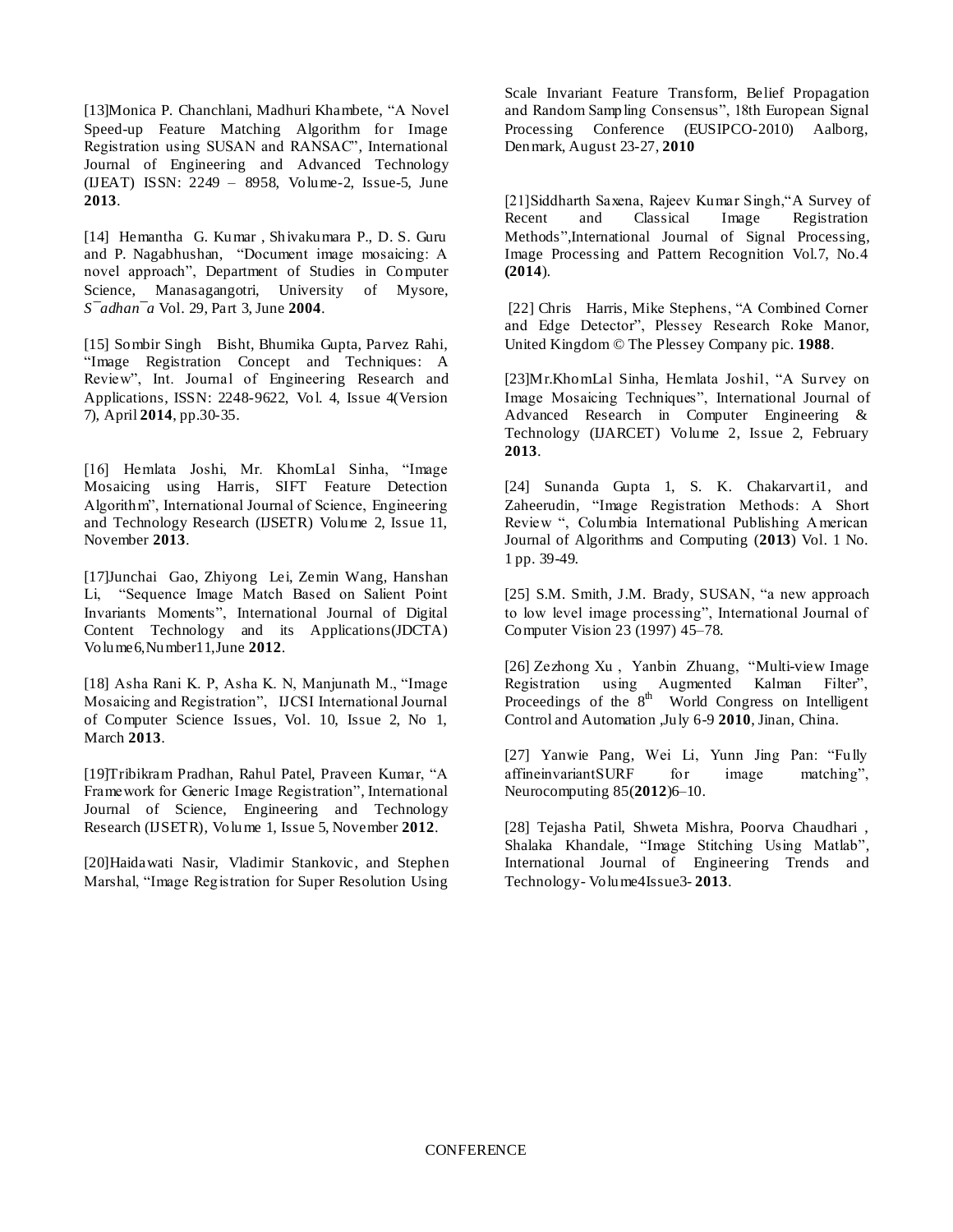[13]Monica P. Chanchlani, Madhuri Khambete, “A Novel Speed-up Feature Matching Algorithm for Image Registration using SUSAN and RANSAC”, International Journal of Engineering and Advanced Technology (IJEAT) ISSN: 2249 – 8958, Volume-2, Issue-5, June **2013**.

[14] Hemantha G. Kumar , Shivakumara P., D. S. Guru and P. Nagabhushan, “Document image mosaicing: A novel approach”, Department of Studies in Computer Science, Manasagangotri, University of Mysore, *S¯adhan¯a* Vol. 29, Part 3, June **2004**.

[15] Sombir Singh Bisht, Bhumika Gupta, Parvez Rahi, “Image Registration Concept and Techniques: A Review”, Int. Journal of Engineering Research and Applications, ISSN: 2248-9622, Vol. 4, Issue 4(Version 7), April **2014**, pp.30-35.

[16] Hemlata Joshi, Mr. KhomLal Sinha, “Image Mosaicing using Harris, SIFT Feature Detection Algorithm”, International Journal of Science, Engineering and Technology Research (IJSETR) Volume 2, Issue 11, November **2013**.

[17]Junchai Gao, Zhiyong Lei, Zemin Wang, Hanshan Li, “Sequence Image Match Based on Salient Point Invariants Moments”, International Journal of Digital Content Technology and its Applications(JDCTA) Volume6,Number11,June **2012**.

[18] Asha Rani K. P, Asha K. N, Manjunath M., “Image Mosaicing and Registration”, IJCSI International Journal of Computer Science Issues, Vol. 10, Issue 2, No 1, March **2013**.

[19]Tribikram Pradhan, Rahul Patel, Praveen Kumar, “A Framework for Generic Image Registration”, International Journal of Science, Engineering and Technology Research (IJSETR), Volume 1, Issue 5, November **2012**.

[20]Haidawati Nasir, Vladimir Stankovic, and Stephen Marshal, “Image Registration for Super Resolution Using Scale Invariant Feature Transform, Belief Propagation and Random Sampling Consensus”, 18th European Signal Processing Conference (EUSIPCO-2010) Aalborg, Denmark, August 23-27, **2010**

[21]Siddharth Saxena, Rajeev Kumar Singh,“A Survey of Recent and Classical Image Registration Methods”,International Journal of Signal Processing, Image Processing and Pattern Recognition Vol.7, No.4 **(2014**).

[22] Chris Harris, Mike Stephens, “A Combined Corner and Edge Detector”, Plessey Research Roke Manor, United Kingdom © The Plessey Company pic. **1988**.

[23]Mr.KhomLal Sinha, Hemlata Joshi1, “A Survey on Image Mosaicing Techniques”, International Journal of Advanced Research in Computer Engineering & Technology (IJARCET) Volume 2, Issue 2, February **2013**.

[24] Sunanda Gupta 1, S. K. Chakarvarti1, and Zaheerudin, “Image Registration Methods: A Short Review “, Columbia International Publishing American Journal of Algorithms and Computing (**2013**) Vol. 1 No. 1 pp. 39-49.

[25] S.M. Smith, J.M. Brady, SUSAN, “a new approach to low level image processing”, International Journal of Computer Vision 23 (1997) 45–78.

[26] Zezhong Xu , Yanbin Zhuang, “Multi-view Image Registration using Augmented Kalman Filter”, Proceedings of the 8th World Congress on Intelligent Control and Automation ,July 6-9 **2010**, Jinan, China.

[27] Yanwie Pang, Wei Li, Yunn Jing Pan: “Fully affineinvariantSURF for image matching”, Neurocomputing 85(**2012**)6–10.

[28] Tejasha Patil, Shweta Mishra, Poorva Chaudhari , Shalaka Khandale, “Image Stitching Using Matlab”, International Journal of Engineering Trends and Technology- Volume4Issue3- **2013**.